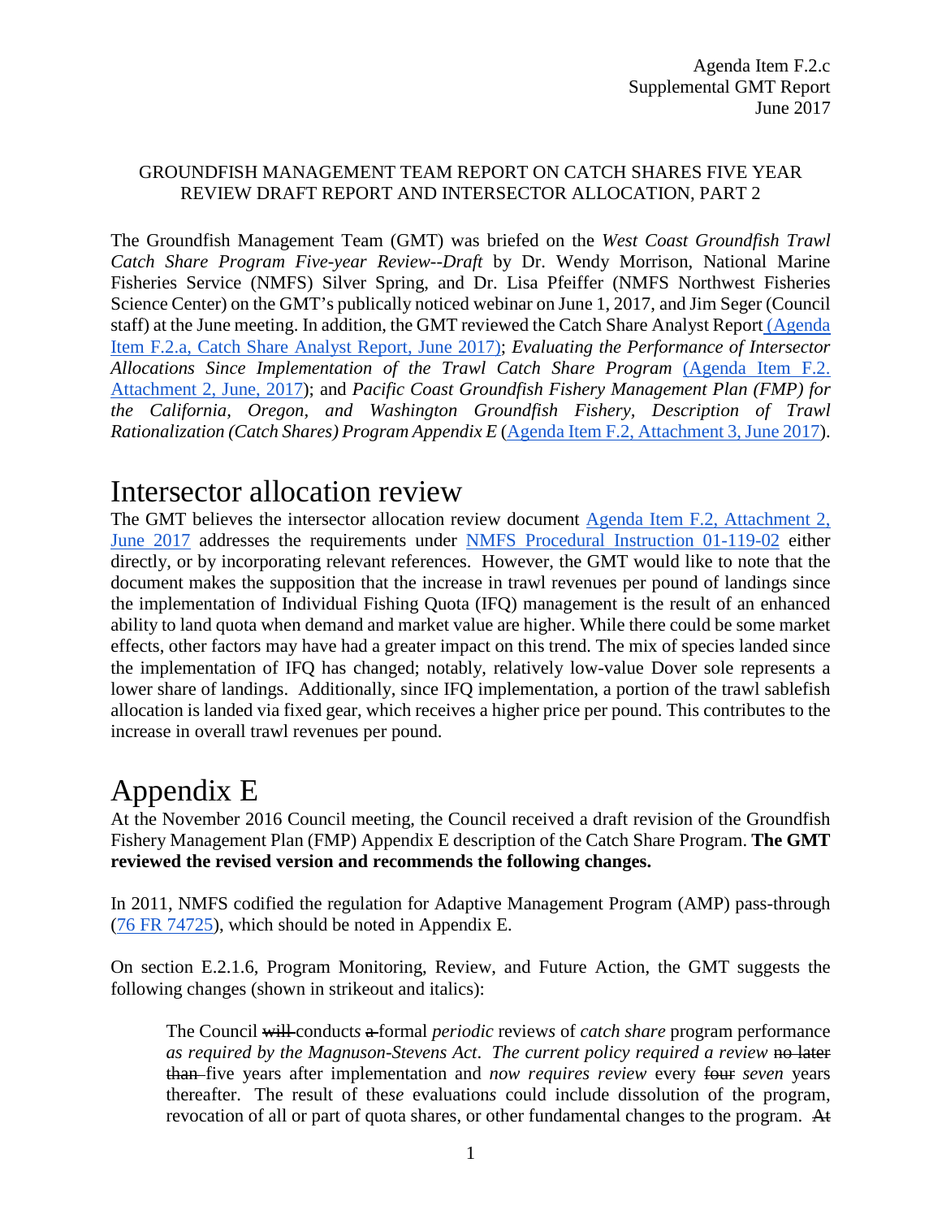Agenda Item F.2.c
Supplemental GMT Report
June 2017

GROUNDFISH MANAGEMENT TEAM REPORT ON CATCH SHARES FIVE YEAR REVIEW DRAFT REPORT AND INTERSECTOR ALLOCATION, PART 2

The Groundfish Management Team (GMT) was briefed on the *West Coast Groundfish Trawl Catch Share Program Five-year Review--Draft* by Dr. Wendy Morrison, National Marine Fisheries Service (NMFS) Silver Spring, and Dr. Lisa Pfeiffer (NMFS Northwest Fisheries Science Center) on the GMT's publically noticed webinar on June 1, 2017, and Jim Seger (Council staff) at the June meeting. In addition, the GMT reviewed the Catch Share Analyst Report (Agenda Item F.2.a, Catch Share Analyst Report, June 2017); *Evaluating the Performance of Intersector Allocations Since Implementation of the Trawl Catch Share Program* (Agenda Item F.2. Attachment 2, June, 2017); and *Pacific Coast Groundfish Fishery Management Plan (FMP) for the California, Oregon, and Washington Groundfish Fishery, Description of Trawl Rationalization (Catch Shares) Program Appendix E* (Agenda Item F.2, Attachment 3, June 2017).

# Intersector allocation review

The GMT believes the intersector allocation review document Agenda Item F.2, Attachment 2, June 2017 addresses the requirements under NMFS Procedural Instruction 01-119-02 either directly, or by incorporating relevant references. However, the GMT would like to note that the document makes the supposition that the increase in trawl revenues per pound of landings since the implementation of Individual Fishing Quota (IFQ) management is the result of an enhanced ability to land quota when demand and market value are higher. While there could be some market effects, other factors may have had a greater impact on this trend. The mix of species landed since the implementation of IFQ has changed; notably, relatively low-value Dover sole represents a lower share of landings. Additionally, since IFQ implementation, a portion of the trawl sablefish allocation is landed via fixed gear, which receives a higher price per pound. This contributes to the increase in overall trawl revenues per pound.

# Appendix E

At the November 2016 Council meeting, the Council received a draft revision of the Groundfish Fishery Management Plan (FMP) Appendix E description of the Catch Share Program. **The GMT reviewed the revised version and recommends the following changes.**

In 2011, NMFS codified the regulation for Adaptive Management Program (AMP) pass-through (76 FR 74725), which should be noted in Appendix E.

On section E.2.1.6, Program Monitoring, Review, and Future Action, the GMT suggests the following changes (shown in strikeout and italics):

> The Council ~~will~~ conduct*s* ~~a~~ formal *periodic* review*s* of *catch share* program performance *as required by the Magnuson-Stevens Act*. *The current policy required a review* ~~no later than~~ five years after implementation and *now requires review* every ~~four~~ *seven* years thereafter. The result of the*se* evaluation*s* could include dissolution of the program, revocation of all or part of quota shares, or other fundamental changes to the program. ~~At~~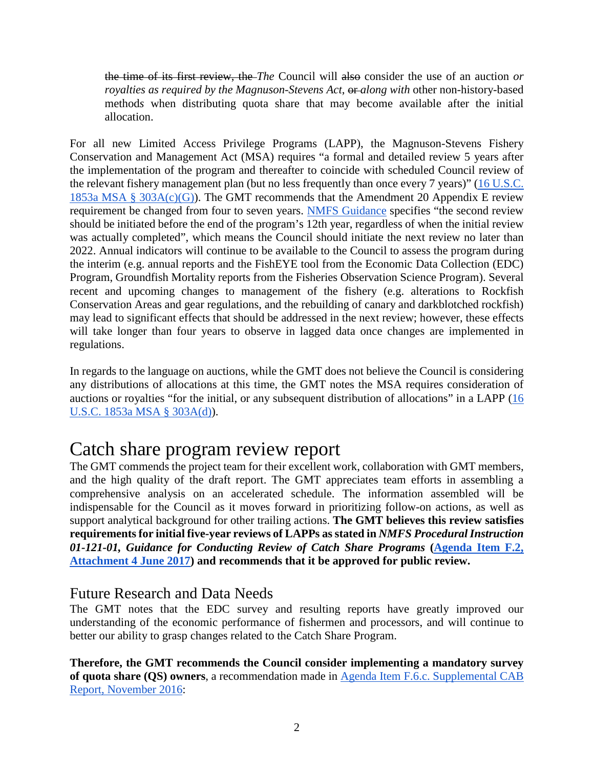> ~~the time of its first review, the~~ *The* Council will ~~also~~ consider the use of an auction *or royalties as required by the Magnuson-Stevens Act*, ~~or~~ *along with* other non-history-based method*s* when distributing quota share that may become available after the initial allocation.

For all new Limited Access Privilege Programs (LAPP), the Magnuson-Stevens Fishery Conservation and Management Act (MSA) requires "a formal and detailed review 5 years after the implementation of the program and thereafter to coincide with scheduled Council review of the relevant fishery management plan (but no less frequently than once every 7 years)" (16 U.S.C. 1853a MSA § 303A(c)(G)). The GMT recommends that the Amendment 20 Appendix E review requirement be changed from four to seven years. NMFS Guidance specifies "the second review should be initiated before the end of the program's 12th year, regardless of when the initial review was actually completed", which means the Council should initiate the next review no later than 2022. Annual indicators will continue to be available to the Council to assess the program during the interim (e.g. annual reports and the FishEYE tool from the Economic Data Collection (EDC) Program, Groundfish Mortality reports from the Fisheries Observation Science Program). Several recent and upcoming changes to management of the fishery (e.g. alterations to Rockfish Conservation Areas and gear regulations, and the rebuilding of canary and darkblotched rockfish) may lead to significant effects that should be addressed in the next review; however, these effects will take longer than four years to observe in lagged data once changes are implemented in regulations.

In regards to the language on auctions, while the GMT does not believe the Council is considering any distributions of allocations at this time, the GMT notes the MSA requires consideration of auctions or royalties "for the initial, or any subsequent distribution of allocations" in a LAPP (16 U.S.C. 1853a MSA § 303A(d)).

# Catch share program review report

The GMT commends the project team for their excellent work, collaboration with GMT members, and the high quality of the draft report. The GMT appreciates team efforts in assembling a comprehensive analysis on an accelerated schedule. The information assembled will be indispensable for the Council as it moves forward in prioritizing follow-on actions, as well as support analytical background for other trailing actions. **The GMT believes this review satisfies requirements for initial five-year reviews of LAPPs as stated in *NMFS Procedural Instruction 01-121-01, Guidance for Conducting Review of Catch Share Programs* (Agenda Item F.2, Attachment 4 June 2017) and recommends that it be approved for public review.**

## Future Research and Data Needs

The GMT notes that the EDC survey and resulting reports have greatly improved our understanding of the economic performance of fishermen and processors, and will continue to better our ability to grasp changes related to the Catch Share Program.

**Therefore, the GMT recommends the Council consider implementing a mandatory survey of quota share (QS) owners**, a recommendation made in Agenda Item F.6.c. Supplemental CAB Report, November 2016: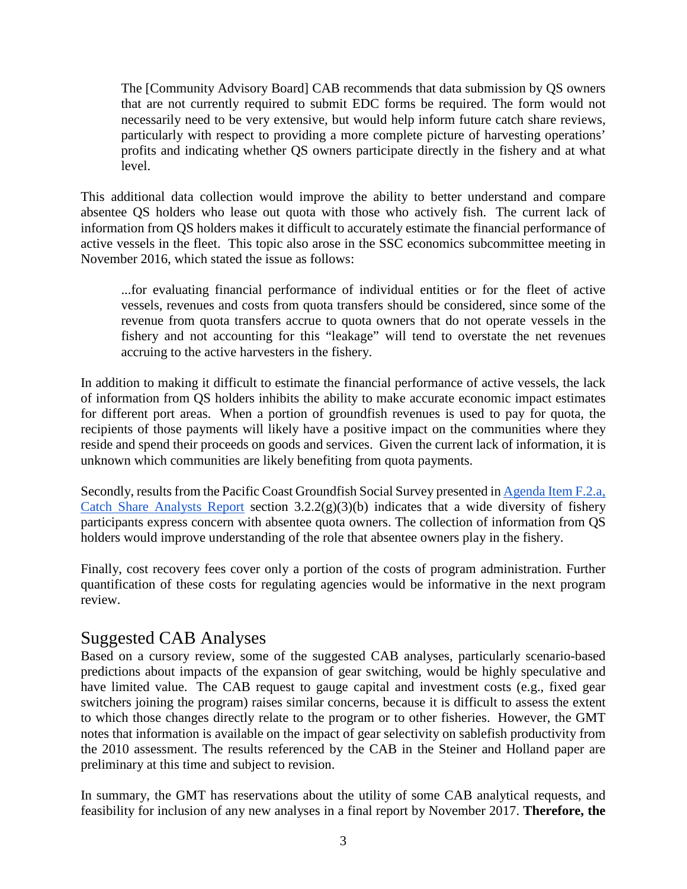> The [Community Advisory Board] CAB recommends that data submission by QS owners that are not currently required to submit EDC forms be required. The form would not necessarily need to be very extensive, but would help inform future catch share reviews, particularly with respect to providing a more complete picture of harvesting operations' profits and indicating whether QS owners participate directly in the fishery and at what level.

This additional data collection would improve the ability to better understand and compare absentee QS holders who lease out quota with those who actively fish. The current lack of information from QS holders makes it difficult to accurately estimate the financial performance of active vessels in the fleet. This topic also arose in the SSC economics subcommittee meeting in November 2016, which stated the issue as follows:

> ...for evaluating financial performance of individual entities or for the fleet of active vessels, revenues and costs from quota transfers should be considered, since some of the revenue from quota transfers accrue to quota owners that do not operate vessels in the fishery and not accounting for this "leakage" will tend to overstate the net revenues accruing to the active harvesters in the fishery.

In addition to making it difficult to estimate the financial performance of active vessels, the lack of information from QS holders inhibits the ability to make accurate economic impact estimates for different port areas. When a portion of groundfish revenues is used to pay for quota, the recipients of those payments will likely have a positive impact on the communities where they reside and spend their proceeds on goods and services. Given the current lack of information, it is unknown which communities are likely benefiting from quota payments.

Secondly, results from the Pacific Coast Groundfish Social Survey presented in Agenda Item F.2.a, Catch Share Analysts Report section 3.2.2(g)(3)(b) indicates that a wide diversity of fishery participants express concern with absentee quota owners. The collection of information from QS holders would improve understanding of the role that absentee owners play in the fishery.

Finally, cost recovery fees cover only a portion of the costs of program administration. Further quantification of these costs for regulating agencies would be informative in the next program review.

## Suggested CAB Analyses

Based on a cursory review, some of the suggested CAB analyses, particularly scenario-based predictions about impacts of the expansion of gear switching, would be highly speculative and have limited value. The CAB request to gauge capital and investment costs (e.g., fixed gear switchers joining the program) raises similar concerns, because it is difficult to assess the extent to which those changes directly relate to the program or to other fisheries. However, the GMT notes that information is available on the impact of gear selectivity on sablefish productivity from the 2010 assessment. The results referenced by the CAB in the Steiner and Holland paper are preliminary at this time and subject to revision.

In summary, the GMT has reservations about the utility of some CAB analytical requests, and feasibility for inclusion of any new analyses in a final report by November 2017. **Therefore, the**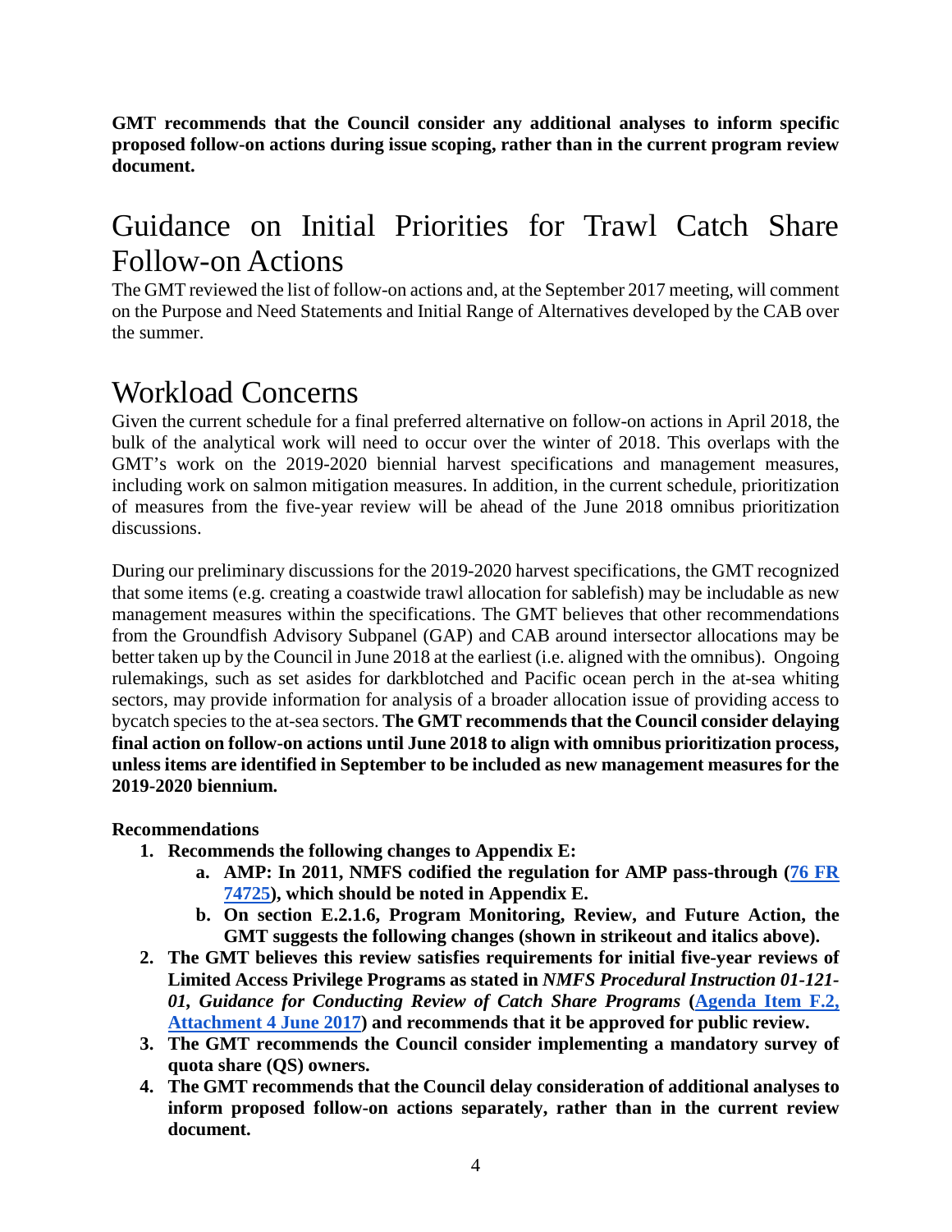**GMT recommends that the Council consider any additional analyses to inform specific proposed follow-on actions during issue scoping, rather than in the current program review document.**

## Guidance on Initial Priorities for Trawl Catch Share Follow-on Actions

The GMT reviewed the list of follow-on actions and, at the September 2017 meeting, will comment on the Purpose and Need Statements and Initial Range of Alternatives developed by the CAB over the summer.

## Workload Concerns

Given the current schedule for a final preferred alternative on follow-on actions in April 2018, the bulk of the analytical work will need to occur over the winter of 2018. This overlaps with the GMT's work on the 2019-2020 biennial harvest specifications and management measures, including work on salmon mitigation measures. In addition, in the current schedule, prioritization of measures from the five-year review will be ahead of the June 2018 omnibus prioritization discussions.

During our preliminary discussions for the 2019-2020 harvest specifications, the GMT recognized that some items (e.g. creating a coastwide trawl allocation for sablefish) may be includable as new management measures within the specifications. The GMT believes that other recommendations from the Groundfish Advisory Subpanel (GAP) and CAB around intersector allocations may be better taken up by the Council in June 2018 at the earliest (i.e. aligned with the omnibus). Ongoing rulemakings, such as set asides for darkblotched and Pacific ocean perch in the at-sea whiting sectors, may provide information for analysis of a broader allocation issue of providing access to bycatch species to the at-sea sectors. **The GMT recommends that the Council consider delaying final action on follow-on actions until June 2018 to align with omnibus prioritization process, unless items are identified in September to be included as new management measures for the 2019-2020 biennium.**

**Recommendations**

1. **Recommends the following changes to Appendix E:**
    a. **AMP: In 2011, NMFS codified the regulation for AMP pass-through ([76 FR 74725](76 FR 74725)), which should be noted in Appendix E.**
    b. **On section E.2.1.6, Program Monitoring, Review, and Future Action, the GMT suggests the following changes (shown in strikeout and italics above).**
2. **The GMT believes this review satisfies requirements for initial five-year reviews of Limited Access Privilege Programs as stated in *NMFS Procedural Instruction 01-121-01, Guidance for Conducting Review of Catch Share Programs* ([Agenda Item F.2, Attachment 4 June 2017](Agenda Item F.2, Attachment 4 June 2017)) and recommends that it be approved for public review.**
3. **The GMT recommends the Council consider implementing a mandatory survey of quota share (QS) owners.**
4. **The GMT recommends that the Council delay consideration of additional analyses to inform proposed follow-on actions separately, rather than in the current review document.**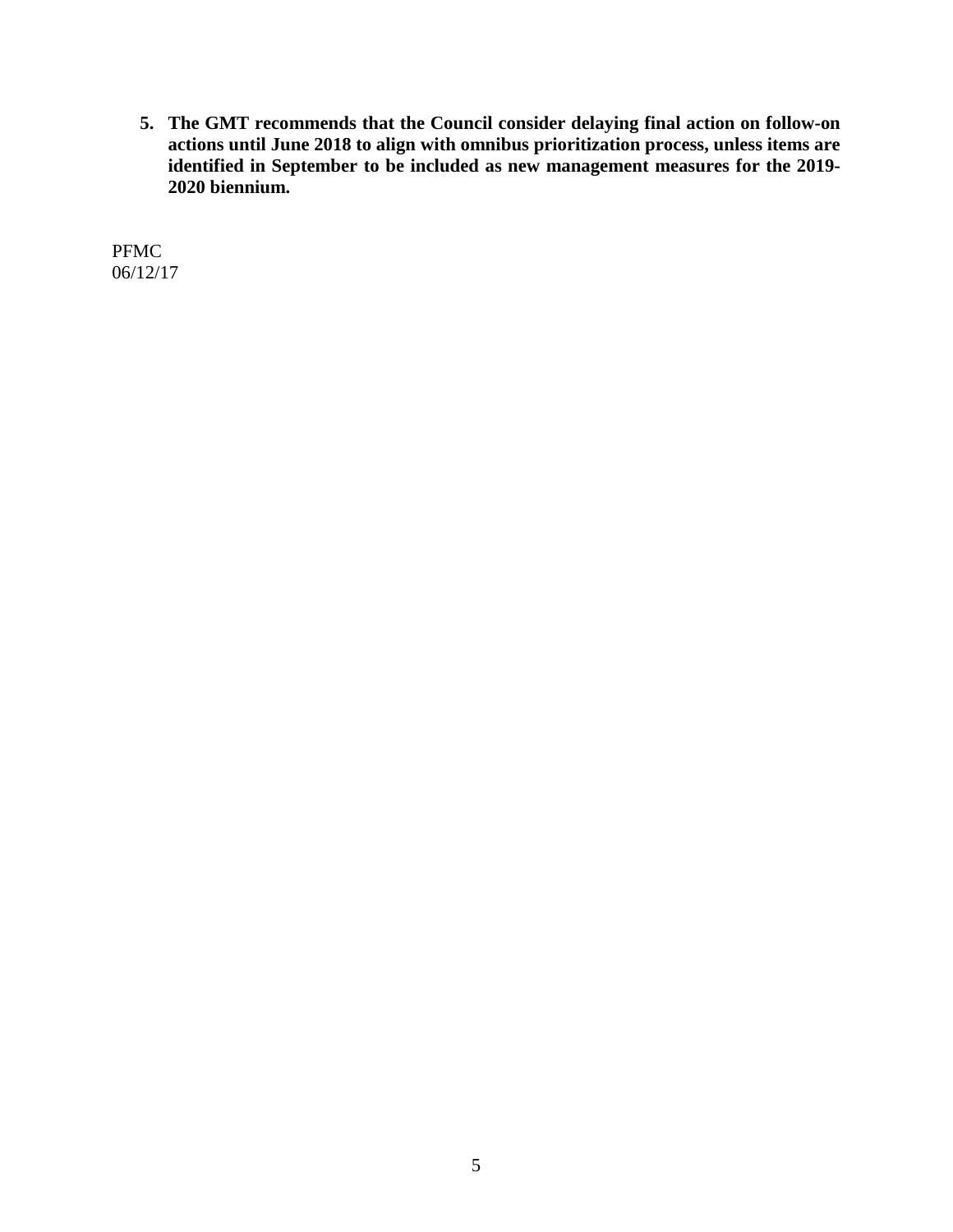5. **The GMT recommends that the Council consider delaying final action on follow-on actions until June 2018 to align with omnibus prioritization process, unless items are identified in September to be included as new management measures for the 2019-2020 biennium.**

PFMC
06/12/17